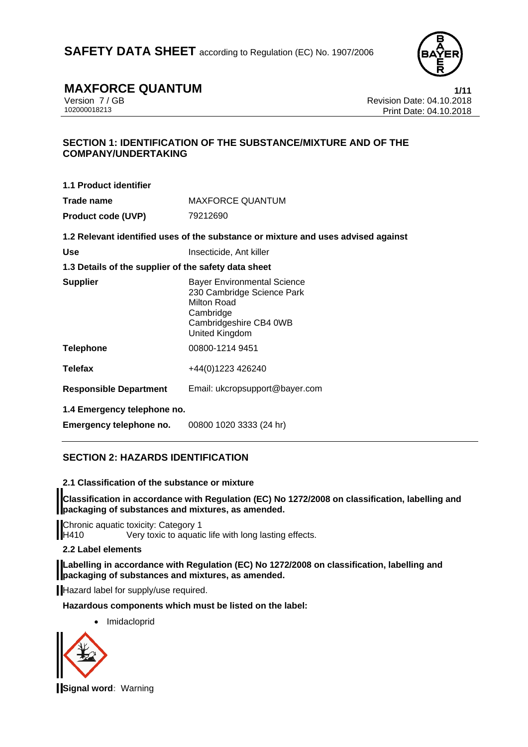# SAFETY DATA SHEET according to Regulation (EC) No. 1907/2006

## MAXFORCE QUANTUM

Version 7 / GB
102000018213

Revision Date: 04.10.2018
Print Date: 04.10.2018

## SECTION 1: IDENTIFICATION OF THE SUBSTANCE/MIXTURE AND OF THE COMPANY/UNDERTAKING

### 1.1 Product identifier

| | |
|---|---|
| **Trade name** | MAXFORCE QUANTUM |
| **Product code (UVP)** | 79212690 |

### 1.2 Relevant identified uses of the substance or mixture and uses advised against

| | |
|---|---|
| **Use** | Insecticide, Ant killer |

### 1.3 Details of the supplier of the safety data sheet

| | |
|---|---|
| **Supplier** | Bayer Environmental Science<br>230 Cambridge Science Park<br>Milton Road<br>Cambridge<br>Cambridgeshire CB4 0WB<br>United Kingdom |
| **Telephone** | 00800-1214 9451 |
| **Telefax** | +44(0)1223 426240 |
| **Responsible Department** | Email: ukcropsupport@bayer.com |

### 1.4 Emergency telephone no.

| | |
|---|---|
| **Emergency telephone no.** | 00800 1020 3333 (24 hr) |

## SECTION 2: HAZARDS IDENTIFICATION

### 2.1 Classification of the substance or mixture

**Classification in accordance with Regulation (EC) No 1272/2008 on classification, labelling and packaging of substances and mixtures, as amended.**

Chronic aquatic toxicity: Category 1
H410 Very toxic to aquatic life with long lasting effects.

### 2.2 Label elements

**Labelling in accordance with Regulation (EC) No 1272/2008 on classification, labelling and packaging of substances and mixtures, as amended.**

Hazard label for supply/use required.

**Hazardous components which must be listed on the label:**

- Imidacloprid

**Signal word:** Warning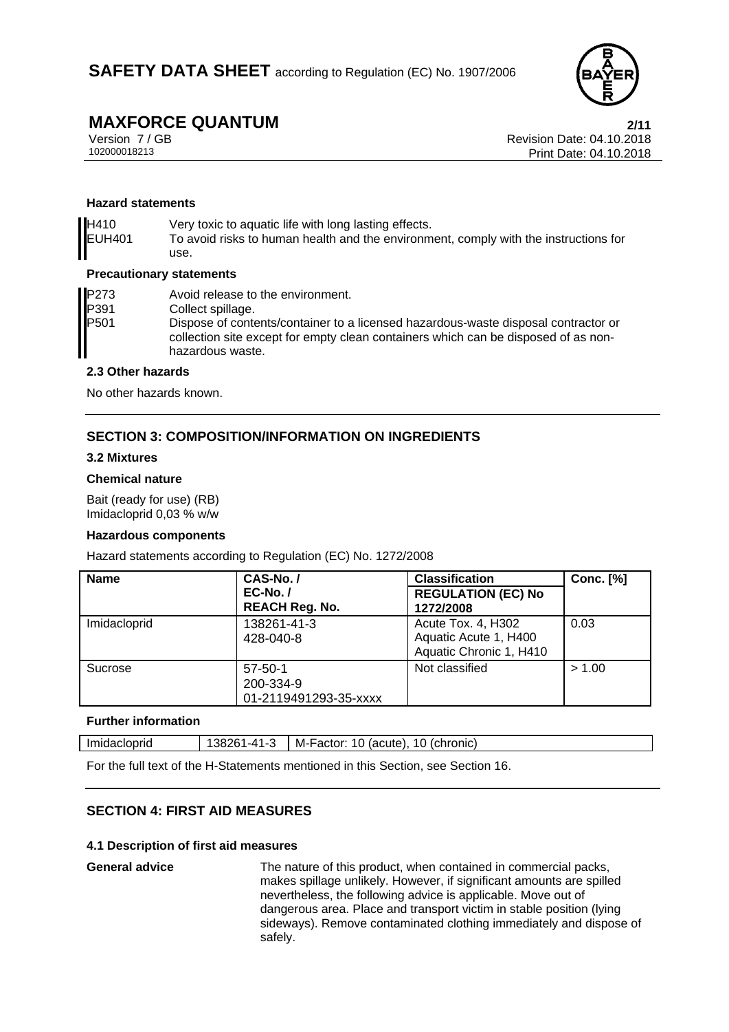**Hazard statements**

| | |
|---|---|
| H410 | Very toxic to aquatic life with long lasting effects. |
| EUH401 | To avoid risks to human health and the environment, comply with the instructions for use. |

**Precautionary statements**

| | |
|---|---|
| P273 | Avoid release to the environment. |
| P391 | Collect spillage. |
| P501 | Dispose of contents/container to a licensed hazardous-waste disposal contractor or collection site except for empty clean containers which can be disposed of as non-hazardous waste. |

### 2.3 Other hazards

No other hazards known.

## SECTION 3: COMPOSITION/INFORMATION ON INGREDIENTS

### 3.2 Mixtures

**Chemical nature**

Bait (ready for use) (RB)
Imidacloprid 0,03 % w/w

**Hazardous components**

Hazard statements according to Regulation (EC) No. 1272/2008

| Name | CAS-No. / EC-No. / REACH Reg. No. | Classification REGULATION (EC) No 1272/2008 | Conc. [%] |
|---|---|---|---|
| Imidacloprid | 138261-41-3<br>428-040-8 | Acute Tox. 4, H302<br>Aquatic Acute 1, H400<br>Aquatic Chronic 1, H410 | 0.03 |
| Sucrose | 57-50-1<br>200-334-9<br>01-2119491293-35-xxxx | Not classified | > 1.00 |

**Further information**

| | | |
|---|---|---|
| Imidacloprid | 138261-41-3 | M-Factor: 10 (acute), 10 (chronic) |

For the full text of the H-Statements mentioned in this Section, see Section 16.

## SECTION 4: FIRST AID MEASURES

### 4.1 Description of first aid measures

**General advice** The nature of this product, when contained in commercial packs, makes spillage unlikely. However, if significant amounts are spilled nevertheless, the following advice is applicable. Move out of dangerous area. Place and transport victim in stable position (lying sideways). Remove contaminated clothing immediately and dispose of safely.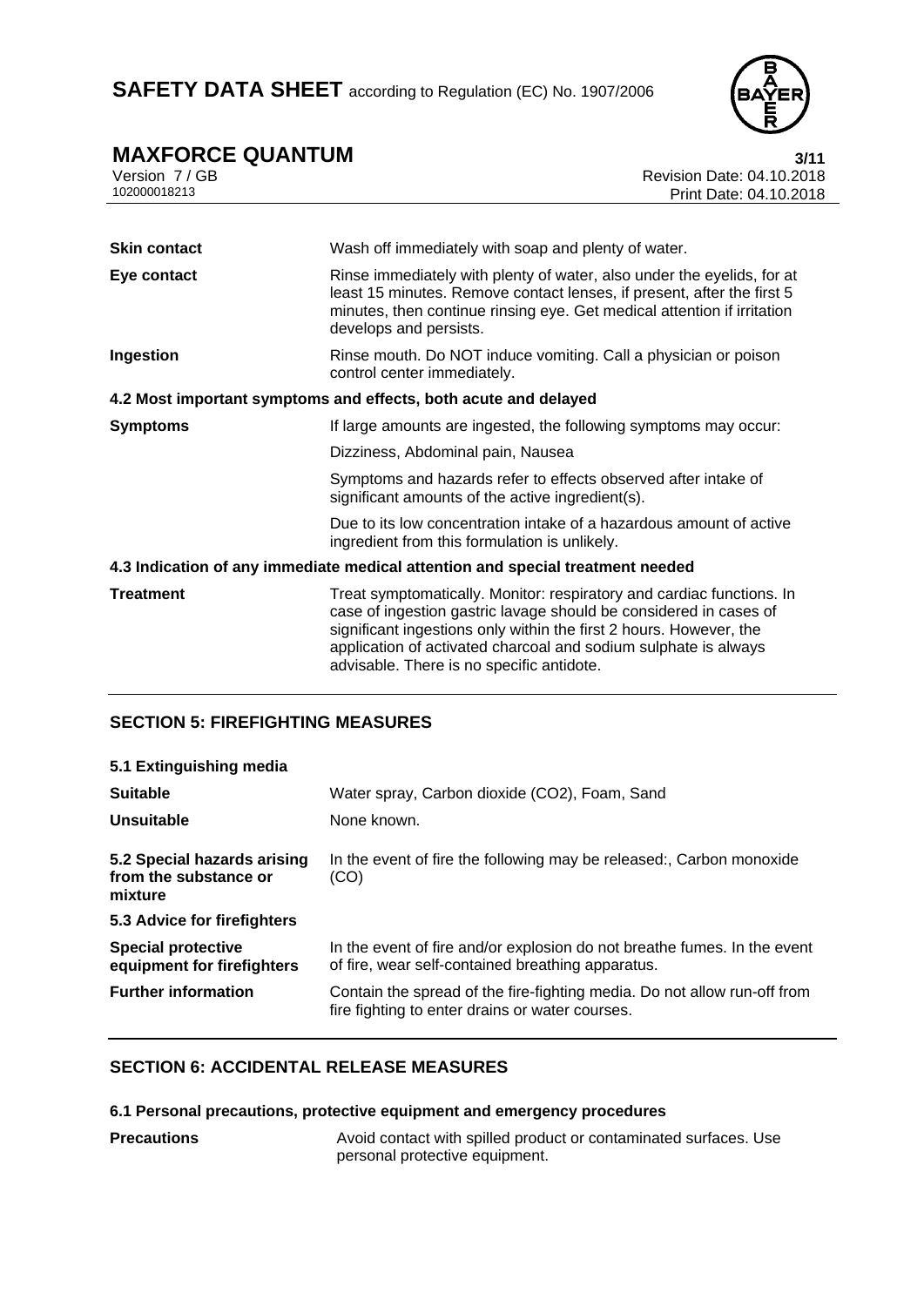| | |
|---|---|
| **Skin contact** | Wash off immediately with soap and plenty of water. |
| **Eye contact** | Rinse immediately with plenty of water, also under the eyelids, for at least 15 minutes. Remove contact lenses, if present, after the first 5 minutes, then continue rinsing eye. Get medical attention if irritation develops and persists. |
| **Ingestion** | Rinse mouth. Do NOT induce vomiting. Call a physician or poison control center immediately. |

**4.2 Most important symptoms and effects, both acute and delayed**

| | |
|---|---|
| **Symptoms** | If large amounts are ingested, the following symptoms may occur: |
| | Dizziness, Abdominal pain, Nausea |
| | Symptoms and hazards refer to effects observed after intake of significant amounts of the active ingredient(s). |
| | Due to its low concentration intake of a hazardous amount of active ingredient from this formulation is unlikely. |

**4.3 Indication of any immediate medical attention and special treatment needed**

| | |
|---|---|
| **Treatment** | Treat symptomatically. Monitor: respiratory and cardiac functions. In case of ingestion gastric lavage should be considered in cases of significant ingestions only within the first 2 hours. However, the application of activated charcoal and sodium sulphate is always advisable. There is no specific antidote. |

## SECTION 5: FIREFIGHTING MEASURES

**5.1 Extinguishing media**

| | |
|---|---|
| **Suitable** | Water spray, Carbon dioxide (CO2), Foam, Sand |
| **Unsuitable** | None known. |
| **5.2 Special hazards arising from the substance or mixture** | In the event of fire the following may be released:, Carbon monoxide (CO) |

**5.3 Advice for firefighters**

| | |
|---|---|
| **Special protective equipment for firefighters** | In the event of fire and/or explosion do not breathe fumes. In the event of fire, wear self-contained breathing apparatus. |
| **Further information** | Contain the spread of the fire-fighting media. Do not allow run-off from fire fighting to enter drains or water courses. |

## SECTION 6: ACCIDENTAL RELEASE MEASURES

**6.1 Personal precautions, protective equipment and emergency procedures**

| | |
|---|---|
| **Precautions** | Avoid contact with spilled product or contaminated surfaces. Use personal protective equipment. |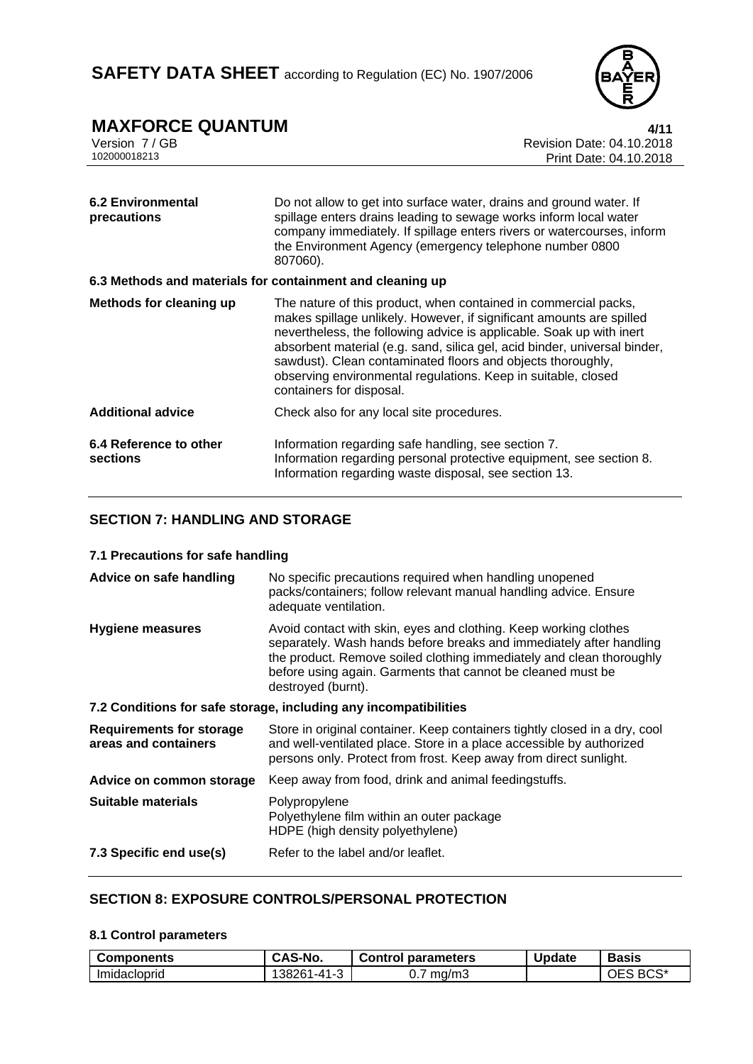| | |
|---|---|
| **6.2 Environmental precautions** | Do not allow to get into surface water, drains and ground water. If spillage enters drains leading to sewage works inform local water company immediately. If spillage enters rivers or watercourses, inform the Environment Agency (emergency telephone number 0800 807060). |

**6.3 Methods and materials for containment and cleaning up**

| | |
|---|---|
| **Methods for cleaning up** | The nature of this product, when contained in commercial packs, makes spillage unlikely. However, if significant amounts are spilled nevertheless, the following advice is applicable. Soak up with inert absorbent material (e.g. sand, silica gel, acid binder, universal binder, sawdust). Clean contaminated floors and objects thoroughly, observing environmental regulations. Keep in suitable, closed containers for disposal. |
| **Additional advice** | Check also for any local site procedures. |
| **6.4 Reference to other sections** | Information regarding safe handling, see section 7.<br>Information regarding personal protective equipment, see section 8.<br>Information regarding waste disposal, see section 13. |

## SECTION 7: HANDLING AND STORAGE

**7.1 Precautions for safe handling**

| | |
|---|---|
| **Advice on safe handling** | No specific precautions required when handling unopened packs/containers; follow relevant manual handling advice. Ensure adequate ventilation. |
| **Hygiene measures** | Avoid contact with skin, eyes and clothing. Keep working clothes separately. Wash hands before breaks and immediately after handling the product. Remove soiled clothing immediately and clean thoroughly before using again. Garments that cannot be cleaned must be destroyed (burnt). |

**7.2 Conditions for safe storage, including any incompatibilities**

| | |
|---|---|
| **Requirements for storage areas and containers** | Store in original container. Keep containers tightly closed in a dry, cool and well-ventilated place. Store in a place accessible by authorized persons only. Protect from frost. Keep away from direct sunlight. |
| **Advice on common storage** | Keep away from food, drink and animal feedingstuffs. |
| **Suitable materials** | Polypropylene<br>Polyethylene film within an outer package<br>HDPE (high density polyethylene) |
| **7.3 Specific end use(s)** | Refer to the label and/or leaflet. |

## SECTION 8: EXPOSURE CONTROLS/PERSONAL PROTECTION

**8.1 Control parameters**

| Components | CAS-No. | Control parameters | Update | Basis |
|---|---|---|---|---|
| Imidacloprid | 138261-41-3 | 0.7 mg/m3 | | OES BCS* |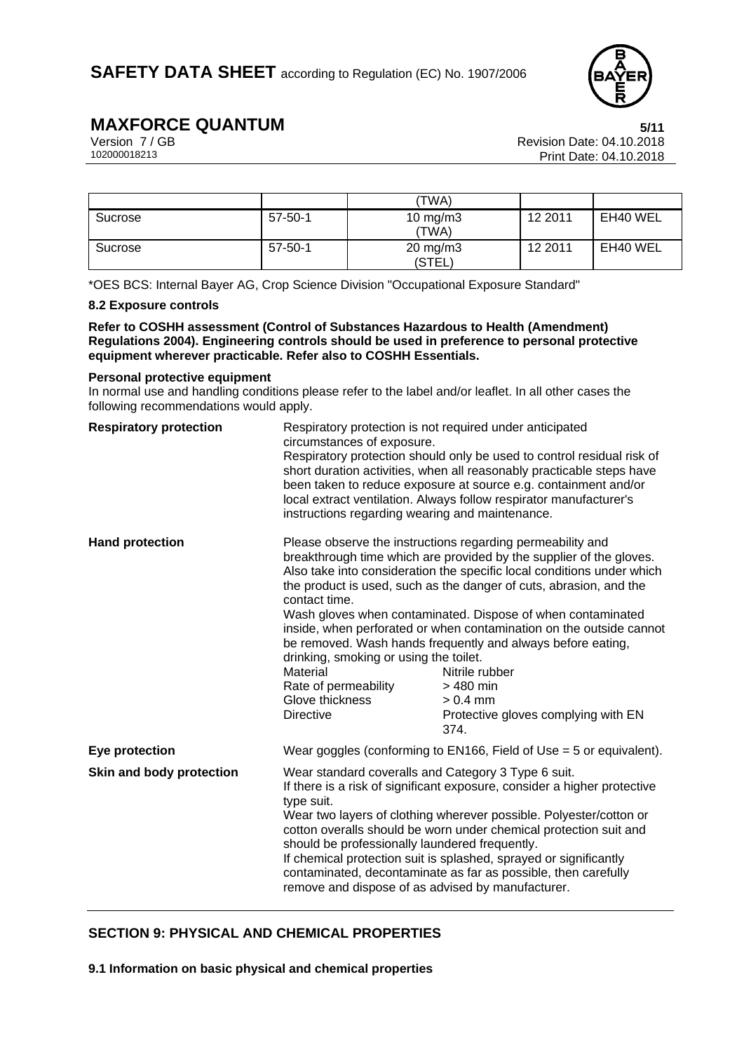| | | (TWA) | | |
|---|---|---|---|---|
| Sucrose | 57-50-1 | 10 mg/m3 (TWA) | 12 2011 | EH40 WEL |
| Sucrose | 57-50-1 | 20 mg/m3 (STEL) | 12 2011 | EH40 WEL |

*OES BCS: Internal Bayer AG, Crop Science Division "Occupational Exposure Standard"

### 8.2 Exposure controls

**Refer to COSHH assessment (Control of Substances Hazardous to Health (Amendment) Regulations 2004). Engineering controls should be used in preference to personal protective equipment wherever practicable. Refer also to COSHH Essentials.**

**Personal protective equipment**

In normal use and handling conditions please refer to the label and/or leaflet. In all other cases the following recommendations would apply.

**Respiratory protection**

Respiratory protection is not required under anticipated circumstances of exposure.
Respiratory protection should only be used to control residual risk of short duration activities, when all reasonably practicable steps have been taken to reduce exposure at source e.g. containment and/or local extract ventilation. Always follow respirator manufacturer's instructions regarding wearing and maintenance.

**Hand protection**

Please observe the instructions regarding permeability and breakthrough time which are provided by the supplier of the gloves. Also take into consideration the specific local conditions under which the product is used, such as the danger of cuts, abrasion, and the contact time.
Wash gloves when contaminated. Dispose of when contaminated inside, when perforated or when contamination on the outside cannot be removed. Wash hands frequently and always before eating, drinking, smoking or using the toilet.

| | |
|---|---|
| Material | Nitrile rubber |
| Rate of permeability | > 480 min |
| Glove thickness | > 0.4 mm |
| Directive | Protective gloves complying with EN 374. |

**Eye protection**

Wear goggles (conforming to EN166, Field of Use = 5 or equivalent).

**Skin and body protection**

Wear standard coveralls and Category 3 Type 6 suit.
If there is a risk of significant exposure, consider a higher protective type suit.
Wear two layers of clothing wherever possible. Polyester/cotton or cotton overalls should be worn under chemical protection suit and should be professionally laundered frequently.
If chemical protection suit is splashed, sprayed or significantly contaminated, decontaminate as far as possible, then carefully remove and dispose of as advised by manufacturer.

## SECTION 9: PHYSICAL AND CHEMICAL PROPERTIES

### 9.1 Information on basic physical and chemical properties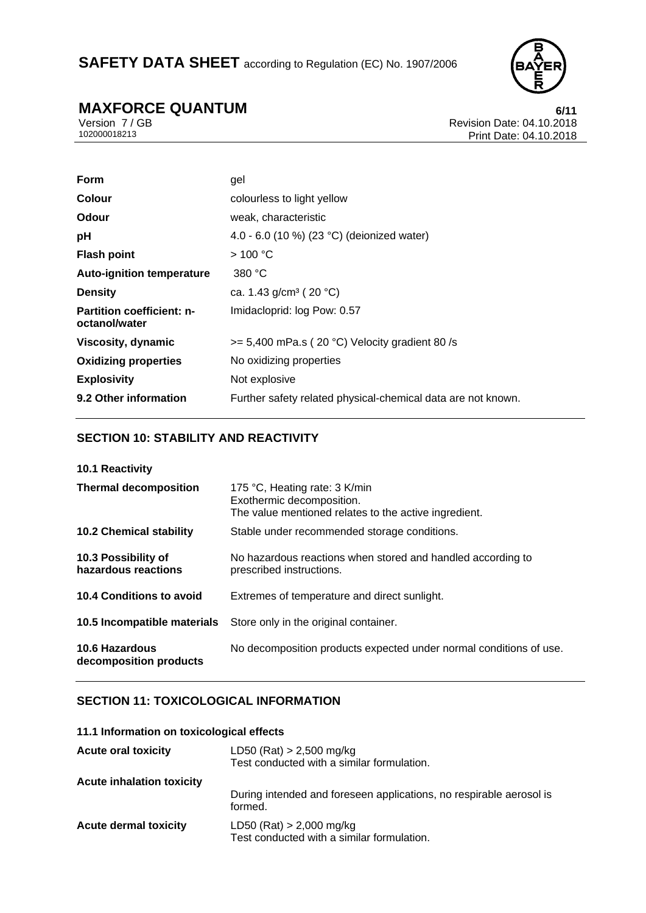| | |
|---|---|
| **Form** | gel |
| **Colour** | colourless to light yellow |
| **Odour** | weak, characteristic |
| **pH** | 4.0 - 6.0 (10 %) (23 °C) (deionized water) |
| **Flash point** | > 100 °C |
| **Auto-ignition temperature** | 380 °C |
| **Density** | ca. 1.43 g/cm³ ( 20 °C) |
| **Partition coefficient: n-octanol/water** | Imidacloprid: log Pow: 0.57 |
| **Viscosity, dynamic** | >= 5,400 mPa.s ( 20 °C) Velocity gradient 80 /s |
| **Oxidizing properties** | No oxidizing properties |
| **Explosivity** | Not explosive |
| **9.2 Other information** | Further safety related physical-chemical data are not known. |

## SECTION 10: STABILITY AND REACTIVITY

**10.1 Reactivity**

| | |
|---|---|
| **Thermal decomposition** | 175 °C, Heating rate: 3 K/min<br>Exothermic decomposition.<br>The value mentioned relates to the active ingredient. |
| **10.2 Chemical stability** | Stable under recommended storage conditions. |
| **10.3 Possibility of hazardous reactions** | No hazardous reactions when stored and handled according to prescribed instructions. |
| **10.4 Conditions to avoid** | Extremes of temperature and direct sunlight. |
| **10.5 Incompatible materials** | Store only in the original container. |
| **10.6 Hazardous decomposition products** | No decomposition products expected under normal conditions of use. |

## SECTION 11: TOXICOLOGICAL INFORMATION

**11.1 Information on toxicological effects**

| | |
|---|---|
| **Acute oral toxicity** | LD50 (Rat) > 2,500 mg/kg<br>Test conducted with a similar formulation. |
| **Acute inhalation toxicity** | During intended and foreseen applications, no respirable aerosol is formed. |
| **Acute dermal toxicity** | LD50 (Rat) > 2,000 mg/kg<br>Test conducted with a similar formulation. |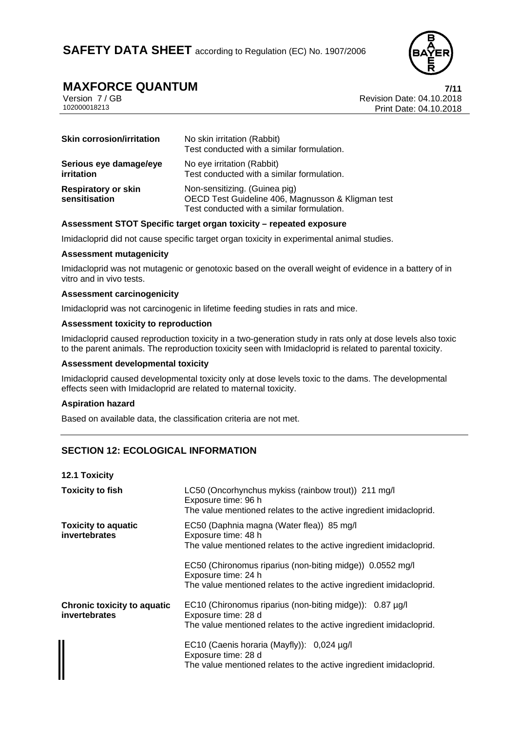| | |
|---|---|
| **Skin corrosion/irritation** | No skin irritation (Rabbit)<br>Test conducted with a similar formulation. |
| **Serious eye damage/eye irritation** | No eye irritation (Rabbit)<br>Test conducted with a similar formulation. |
| **Respiratory or skin sensitisation** | Non-sensitizing. (Guinea pig)<br>OECD Test Guideline 406, Magnusson & Kligman test<br>Test conducted with a similar formulation. |

**Assessment STOT Specific target organ toxicity – repeated exposure**

Imidacloprid did not cause specific target organ toxicity in experimental animal studies.

**Assessment mutagenicity**

Imidacloprid was not mutagenic or genotoxic based on the overall weight of evidence in a battery of in vitro and in vivo tests.

**Assessment carcinogenicity**

Imidacloprid was not carcinogenic in lifetime feeding studies in rats and mice.

**Assessment toxicity to reproduction**

Imidacloprid caused reproduction toxicity in a two-generation study in rats only at dose levels also toxic to the parent animals. The reproduction toxicity seen with Imidacloprid is related to parental toxicity.

**Assessment developmental toxicity**

Imidacloprid caused developmental toxicity only at dose levels toxic to the dams. The developmental effects seen with Imidacloprid are related to maternal toxicity.

**Aspiration hazard**

Based on available data, the classification criteria are not met.

## SECTION 12: ECOLOGICAL INFORMATION

**12.1 Toxicity**

| | |
|---|---|
| **Toxicity to fish** | LC50 (Oncorhynchus mykiss (rainbow trout)) 211 mg/l<br>Exposure time: 96 h<br>The value mentioned relates to the active ingredient imidacloprid. |
| **Toxicity to aquatic invertebrates** | EC50 (Daphnia magna (Water flea)) 85 mg/l<br>Exposure time: 48 h<br>The value mentioned relates to the active ingredient imidacloprid. |
| | EC50 (Chironomus riparius (non-biting midge)) 0.0552 mg/l<br>Exposure time: 24 h<br>The value mentioned relates to the active ingredient imidacloprid. |
| **Chronic toxicity to aquatic invertebrates** | EC10 (Chironomus riparius (non-biting midge)): 0.87 µg/l<br>Exposure time: 28 d<br>The value mentioned relates to the active ingredient imidacloprid. |
| | EC10 (Caenis horaria (Mayfly)): 0,024 µg/l<br>Exposure time: 28 d<br>The value mentioned relates to the active ingredient imidacloprid. |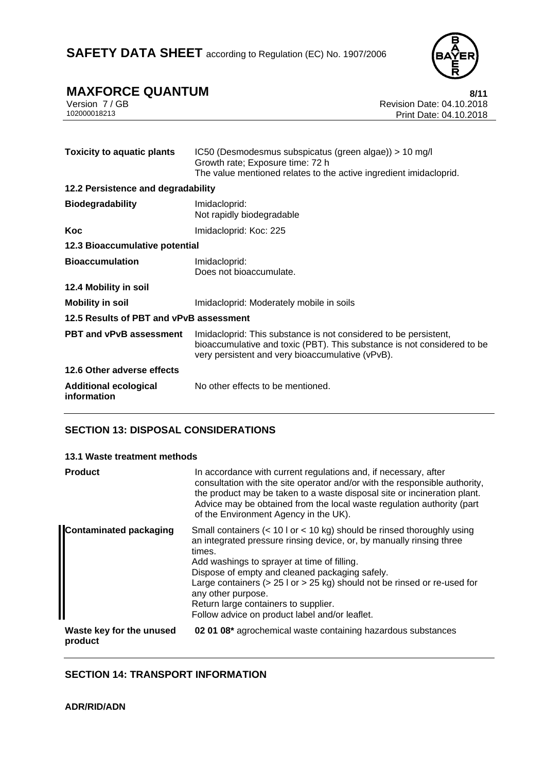| | |
|---|---|
| **Toxicity to aquatic plants** | IC50 (Desmodesmus subspicatus (green algae)) > 10 mg/l<br>Growth rate; Exposure time: 72 h<br>The value mentioned relates to the active ingredient imidacloprid. |

**12.2 Persistence and degradability**

| | |
|---|---|
| **Biodegradability** | Imidacloprid:<br>Not rapidly biodegradable |
| **Koc** | Imidacloprid: Koc: 225 |

**12.3 Bioaccumulative potential**

| | |
|---|---|
| **Bioaccumulation** | Imidacloprid:<br>Does not bioaccumulate. |

**12.4 Mobility in soil**

| | |
|---|---|
| **Mobility in soil** | Imidacloprid: Moderately mobile in soils |

**12.5 Results of PBT and vPvB assessment**

| | |
|---|---|
| **PBT and vPvB assessment** | Imidacloprid: This substance is not considered to be persistent, bioaccumulative and toxic (PBT). This substance is not considered to be very persistent and very bioaccumulative (vPvB). |

**12.6 Other adverse effects**

| | |
|---|---|
| **Additional ecological information** | No other effects to be mentioned. |

## SECTION 13: DISPOSAL CONSIDERATIONS

**13.1 Waste treatment methods**

| | |
|---|---|
| **Product** | In accordance with current regulations and, if necessary, after consultation with the site operator and/or with the responsible authority, the product may be taken to a waste disposal site or incineration plant. Advice may be obtained from the local waste regulation authority (part of the Environment Agency in the UK). |
| **Contaminated packaging** | Small containers (< 10 l or < 10 kg) should be rinsed thoroughly using an integrated pressure rinsing device, or, by manually rinsing three times.<br>Add washings to sprayer at time of filling.<br>Dispose of empty and cleaned packaging safely.<br>Large containers (> 25 l or > 25 kg) should not be rinsed or re-used for any other purpose.<br>Return large containers to supplier.<br>Follow advice on product label and/or leaflet. |
| **Waste key for the unused product** | **02 01 08*** agrochemical waste containing hazardous substances |

## SECTION 14: TRANSPORT INFORMATION

**ADR/RID/ADN**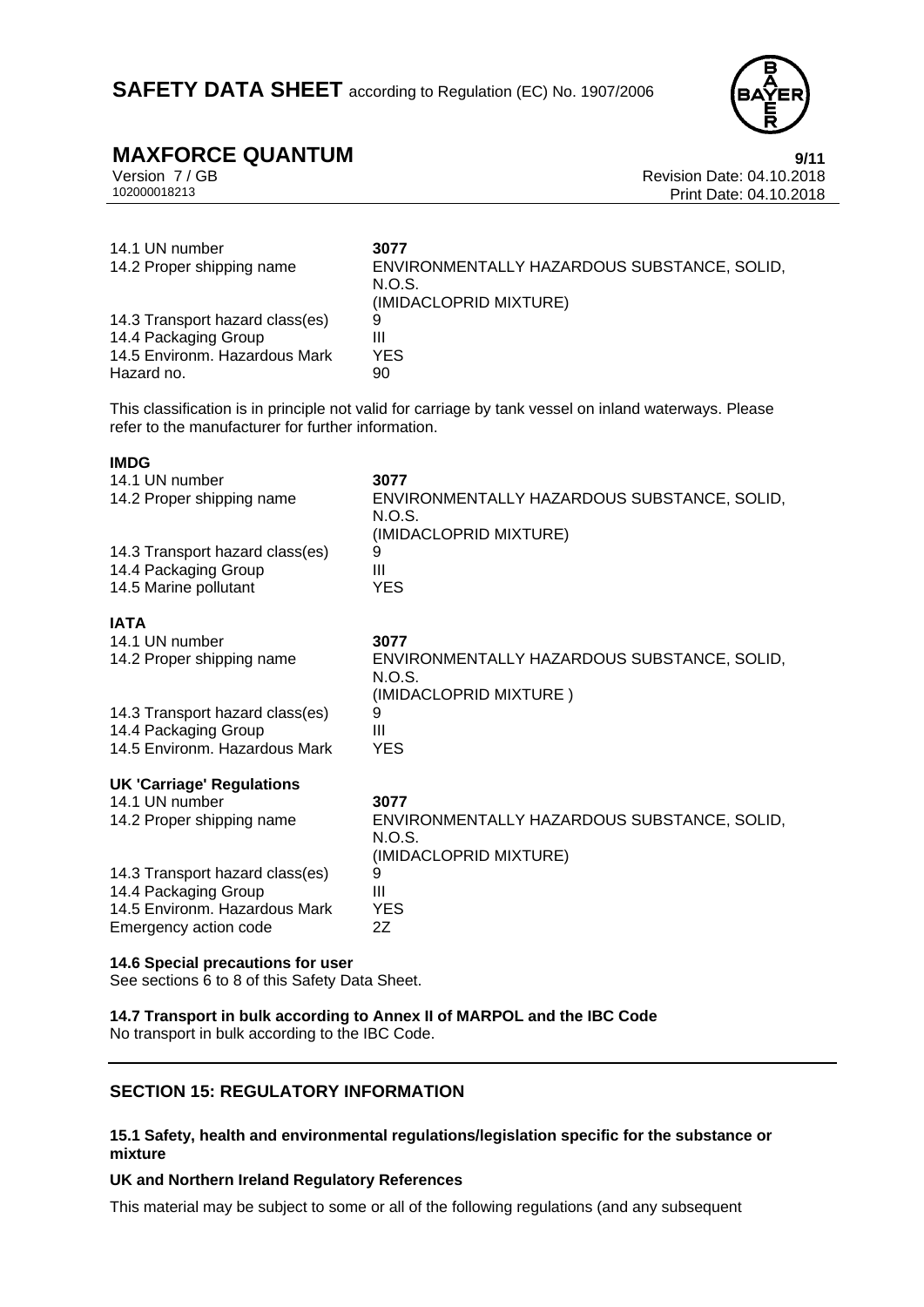| | |
|---|---|
| 14.1 UN number | **3077** |
| 14.2 Proper shipping name | ENVIRONMENTALLY HAZARDOUS SUBSTANCE, SOLID, N.O.S. (IMIDACLOPRID MIXTURE) |
| 14.3 Transport hazard class(es) | 9 |
| 14.4 Packaging Group | III |
| 14.5 Environm. Hazardous Mark | YES |
| Hazard no. | 90 |

This classification is in principle not valid for carriage by tank vessel on inland waterways. Please refer to the manufacturer for further information.

**IMDG**

| | |
|---|---|
| 14.1 UN number | **3077** |
| 14.2 Proper shipping name | ENVIRONMENTALLY HAZARDOUS SUBSTANCE, SOLID, N.O.S. (IMIDACLOPRID MIXTURE) |
| 14.3 Transport hazard class(es) | 9 |
| 14.4 Packaging Group | III |
| 14.5 Marine pollutant | YES |

**IATA**

| | |
|---|---|
| 14.1 UN number | **3077** |
| 14.2 Proper shipping name | ENVIRONMENTALLY HAZARDOUS SUBSTANCE, SOLID, N.O.S. (IMIDACLOPRID MIXTURE ) |
| 14.3 Transport hazard class(es) | 9 |
| 14.4 Packaging Group | III |
| 14.5 Environm. Hazardous Mark | YES |

**UK 'Carriage' Regulations**

| | |
|---|---|
| 14.1 UN number | **3077** |
| 14.2 Proper shipping name | ENVIRONMENTALLY HAZARDOUS SUBSTANCE, SOLID, N.O.S. (IMIDACLOPRID MIXTURE) |
| 14.3 Transport hazard class(es) | 9 |
| 14.4 Packaging Group | III |
| 14.5 Environm. Hazardous Mark | YES |
| Emergency action code | 2Z |

**14.6 Special precautions for user**

See sections 6 to 8 of this Safety Data Sheet.

**14.7 Transport in bulk according to Annex II of MARPOL and the IBC Code**

No transport in bulk according to the IBC Code.

## SECTION 15: REGULATORY INFORMATION

**15.1 Safety, health and environmental regulations/legislation specific for the substance or mixture**

**UK and Northern Ireland Regulatory References**

This material may be subject to some or all of the following regulations (and any subsequent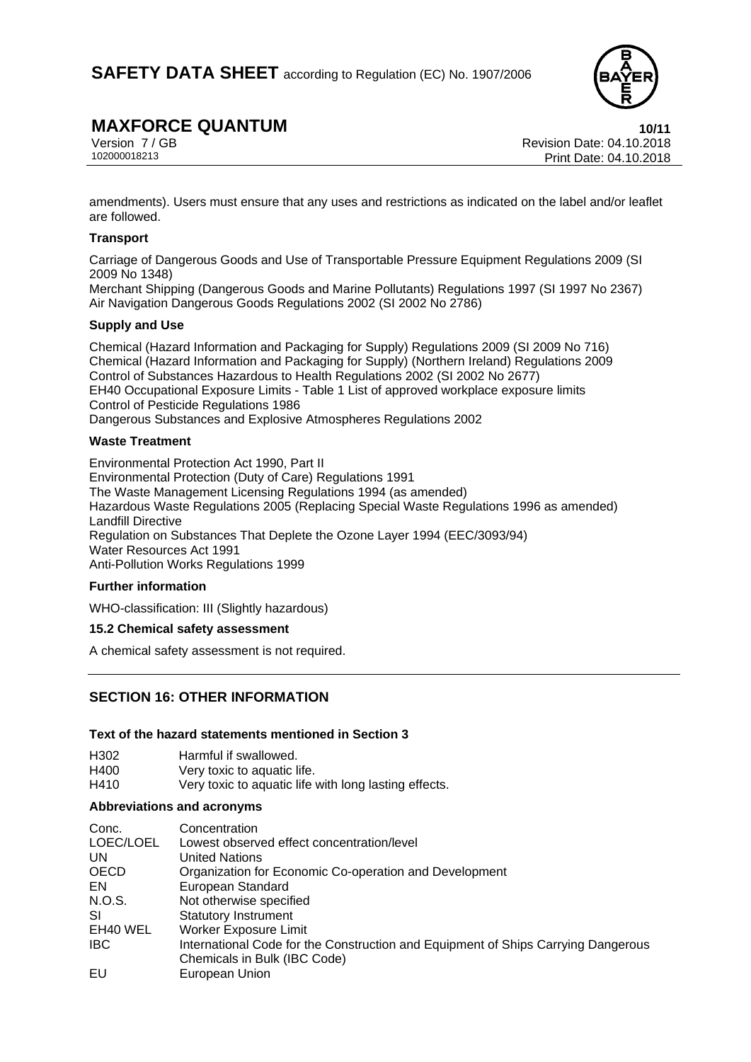amendments). Users must ensure that any uses and restrictions as indicated on the label and/or leaflet are followed.

**Transport**

Carriage of Dangerous Goods and Use of Transportable Pressure Equipment Regulations 2009 (SI 2009 No 1348)
Merchant Shipping (Dangerous Goods and Marine Pollutants) Regulations 1997 (SI 1997 No 2367)
Air Navigation Dangerous Goods Regulations 2002 (SI 2002 No 2786)

**Supply and Use**

Chemical (Hazard Information and Packaging for Supply) Regulations 2009 (SI 2009 No 716)
Chemical (Hazard Information and Packaging for Supply) (Northern Ireland) Regulations 2009
Control of Substances Hazardous to Health Regulations 2002 (SI 2002 No 2677)
EH40 Occupational Exposure Limits - Table 1 List of approved workplace exposure limits
Control of Pesticide Regulations 1986
Dangerous Substances and Explosive Atmospheres Regulations 2002

**Waste Treatment**

Environmental Protection Act 1990, Part II
Environmental Protection (Duty of Care) Regulations 1991
The Waste Management Licensing Regulations 1994 (as amended)
Hazardous Waste Regulations 2005 (Replacing Special Waste Regulations 1996 as amended)
Landfill Directive
Regulation on Substances That Deplete the Ozone Layer 1994 (EEC/3093/94)
Water Resources Act 1991
Anti-Pollution Works Regulations 1999

**Further information**

WHO-classification: III (Slightly hazardous)

**15.2 Chemical safety assessment**

A chemical safety assessment is not required.

## SECTION 16: OTHER INFORMATION

**Text of the hazard statements mentioned in Section 3**

| | |
|---|---|
| H302 | Harmful if swallowed. |
| H400 | Very toxic to aquatic life. |
| H410 | Very toxic to aquatic life with long lasting effects. |

**Abbreviations and acronyms**

| | |
|---|---|
| Conc. | Concentration |
| LOEC/LOEL | Lowest observed effect concentration/level |
| UN | United Nations |
| OECD | Organization for Economic Co-operation and Development |
| EN | European Standard |
| N.O.S. | Not otherwise specified |
| SI | Statutory Instrument |
| EH40 WEL | Worker Exposure Limit |
| IBC | International Code for the Construction and Equipment of Ships Carrying Dangerous Chemicals in Bulk (IBC Code) |
| EU | European Union |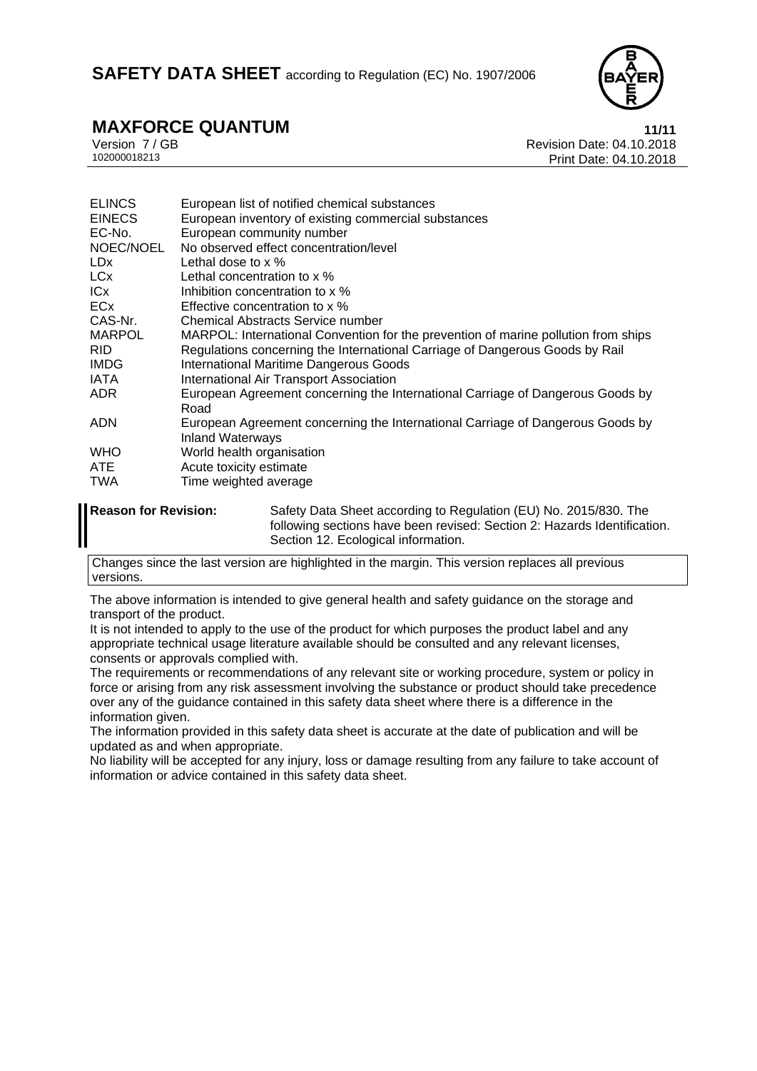| | |
|---|---|
| ELINCS | European list of notified chemical substances |
| EINECS | European inventory of existing commercial substances |
| EC-No. | European community number |
| NOEC/NOEL | No observed effect concentration/level |
| LDx | Lethal dose to x % |
| LCx | Lethal concentration to x % |
| ICx | Inhibition concentration to x % |
| ECx | Effective concentration to x % |
| CAS-Nr. | Chemical Abstracts Service number |
| MARPOL | MARPOL: International Convention for the prevention of marine pollution from ships |
| RID | Regulations concerning the International Carriage of Dangerous Goods by Rail |
| IMDG | International Maritime Dangerous Goods |
| IATA | International Air Transport Association |
| ADR | European Agreement concerning the International Carriage of Dangerous Goods by Road |
| ADN | European Agreement concerning the International Carriage of Dangerous Goods by Inland Waterways |
| WHO | World health organisation |
| ATE | Acute toxicity estimate |
| TWA | Time weighted average |

**Reason for Revision:** Safety Data Sheet according to Regulation (EU) No. 2015/830. The following sections have been revised: Section 2: Hazards Identification. Section 12. Ecological information.

Changes since the last version are highlighted in the margin. This version replaces all previous versions.

The above information is intended to give general health and safety guidance on the storage and transport of the product.

It is not intended to apply to the use of the product for which purposes the product label and any appropriate technical usage literature available should be consulted and any relevant licenses, consents or approvals complied with.

The requirements or recommendations of any relevant site or working procedure, system or policy in force or arising from any risk assessment involving the substance or product should take precedence over any of the guidance contained in this safety data sheet where there is a difference in the information given.

The information provided in this safety data sheet is accurate at the date of publication and will be updated as and when appropriate.

No liability will be accepted for any injury, loss or damage resulting from any failure to take account of information or advice contained in this safety data sheet.